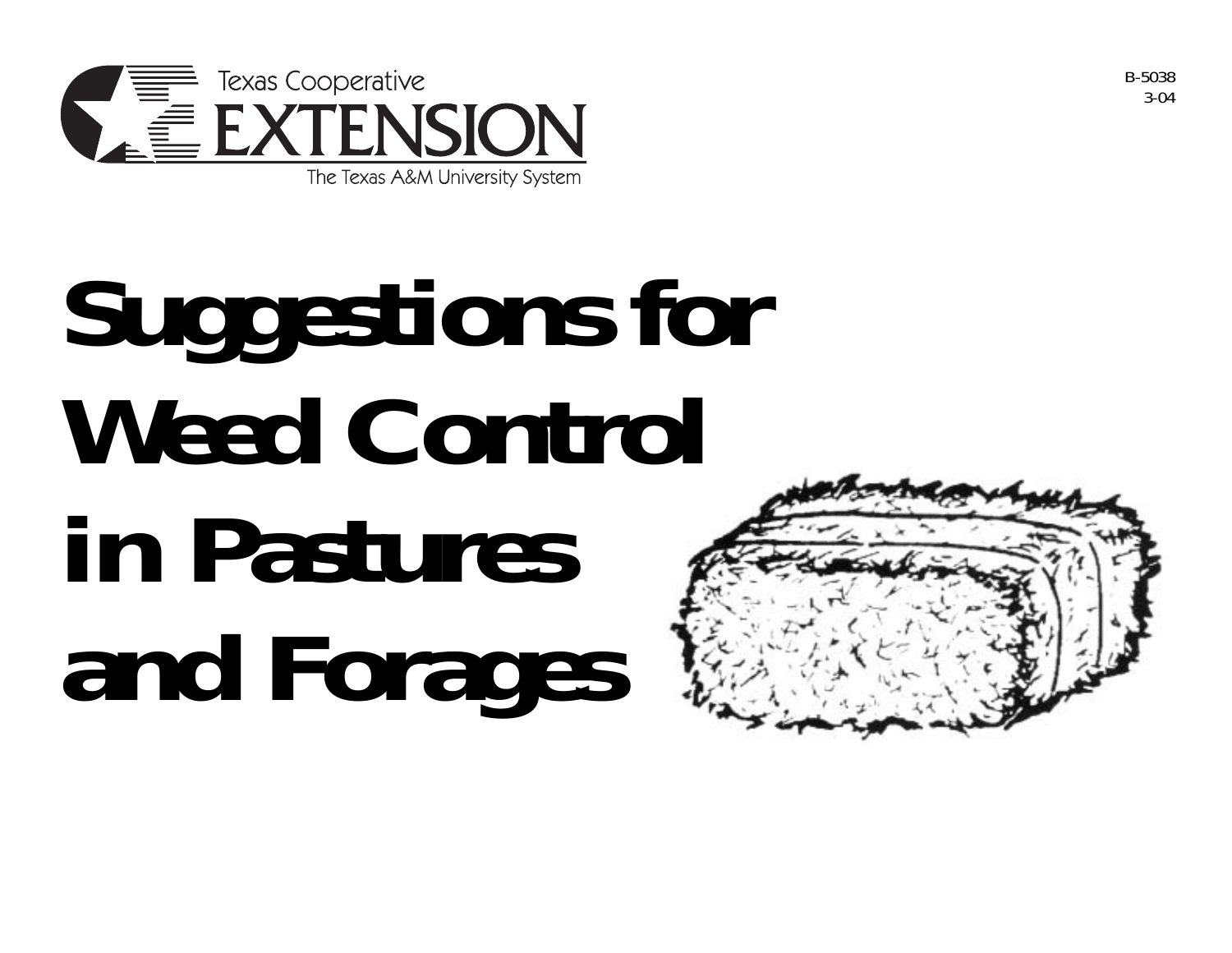Texas Cooperative

EXTENSION

The Texas A&M University System

B-5038
3-04

# Suggestions for Weed Control in Pastures and Forages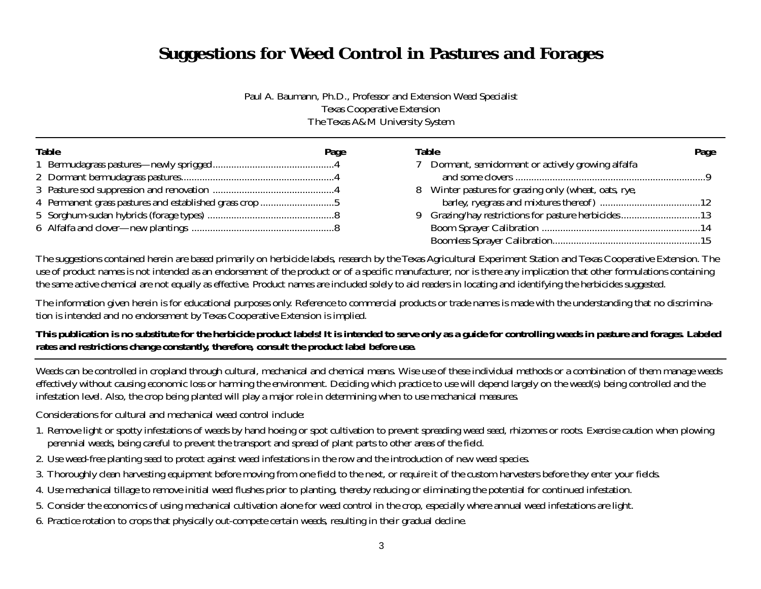# Suggestions for Weed Control in Pastures and Forages

Paul A. Baumann, Ph.D., Professor and Extension Weed Specialist
Texas Cooperative Extension
The Texas A&M University System

| Table | Page |
|---|---|
| 1 Bermudagrass pastures—newly sprigged | 4 |
| 2 Dormant bermudagrass pastures | 4 |
| 3 Pasture sod suppression and renovation | 4 |
| 4 Permanent grass pastures and established grass crop | 5 |
| 5 Sorghum-sudan hybrids (forage types) | 8 |
| 6 Alfalfa and clover—new plantings | 8 |
| 7 Dormant, semidormant or actively growing alfalfa and some clovers | 9 |
| 8 Winter pastures for grazing only (wheat, oats, rye, barley, ryegrass and mixtures thereof) | 12 |
| 9 Grazing/hay restrictions for pasture herbicides | 13 |
| Boom Sprayer Calibration | 14 |
| Boomless Sprayer Calibration | 15 |

The suggestions contained herein are based primarily on herbicide labels, research by the Texas Agricultural Experiment Station and Texas Cooperative Extension. The use of product names is not intended as an endorsement of the product or of a specific manufacturer, nor is there any implication that other formulations containing the same active chemical are not equally as effective. Product names are included solely to aid readers in locating and identifying the herbicides suggested.

The information given herein is for educational purposes only. Reference to commercial products or trade names is made with the understanding that no discrimination is intended and no endorsement by Texas Cooperative Extension is implied.

**This publication is no substitute for the herbicide product labels! It is intended to serve only as a guide for controlling weeds in pasture and forages. Labeled rates and restrictions change constantly, therefore, consult the product label before use.**

Weeds can be controlled in cropland through cultural, mechanical and chemical means. Wise use of these individual methods or a combination of them manage weeds effectively without causing economic loss or harming the environment. Deciding which practice to use will depend largely on the weed(s) being controlled and the infestation level. Also, the crop being planted will play a major role in determining when to use mechanical measures.

Considerations for cultural and mechanical weed control include:

1. Remove light or spotty infestations of weeds by hand hoeing or spot cultivation to prevent spreading weed seed, rhizomes or roots. Exercise caution when plowing perennial weeds, being careful to prevent the transport and spread of plant parts to other areas of the field.
2. Use weed-free planting seed to protect against weed infestations in the row and the introduction of new weed species.
3. Thoroughly clean harvesting equipment before moving from one field to the next, or require it of the custom harvesters before they enter your fields.
4. Use mechanical tillage to remove initial weed flushes prior to planting, thereby reducing or eliminating the potential for continued infestation.
5. Consider the economics of using mechanical cultivation alone for weed control in the crop, especially where annual weed infestations are light.
6. Practice rotation to crops that physically out-compete certain weeds, resulting in their gradual decline.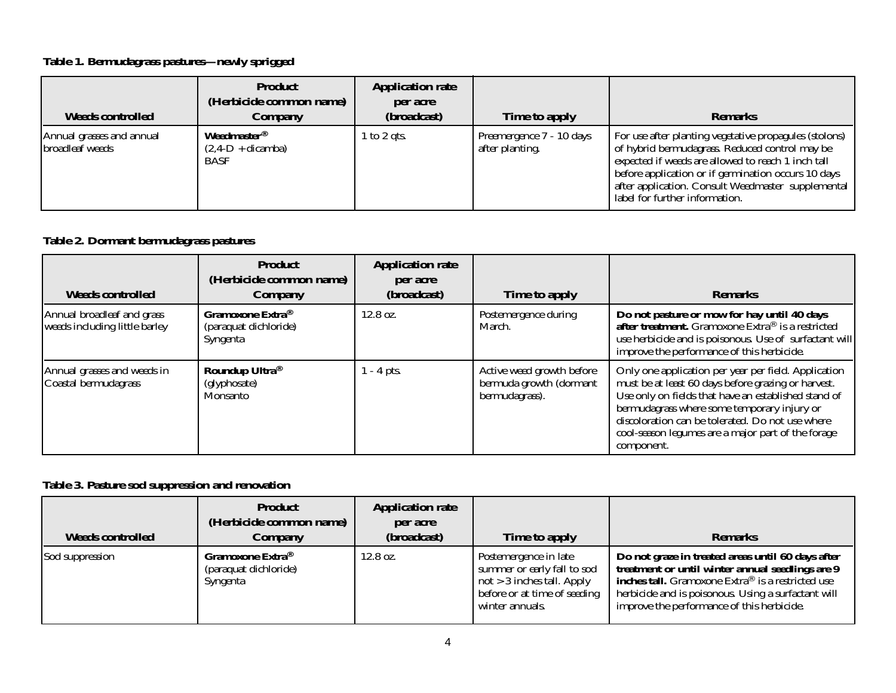**Table 1. Bermudagrass pastures—newly sprigged**

| Weeds controlled | Product (Herbicide common name) Company | Application rate per acre (broadcast) | Time to apply | Remarks |
|---|---|---|---|---|
| Annual grasses and annual broadleaf weeds | **Weedmaster®** (2,4-D + dicamba) BASF | 1 to 2 qts. | Preemergence 7 - 10 days after planting. | For use after planting vegetative propagules (stolons) of hybrid bermudagrass. Reduced control may be expected if weeds are allowed to reach 1 inch tall before application or if germination occurs 10 days after application. Consult Weedmaster supplemental label for further information. |

**Table 2. Dormant bermudagrass pastures**

| Weeds controlled | Product (Herbicide common name) Company | Application rate per acre (broadcast) | Time to apply | Remarks |
|---|---|---|---|---|
| Annual broadleaf and grass weeds including little barley | **Gramoxone Extra®** (paraquat dichloride) Syngenta | 12.8 oz. | Postemergence during March. | **Do not pasture or mow for hay until 40 days after treatment.** Gramoxone Extra® is a restricted use herbicide and is poisonous. Use of surfactant will improve the performance of this herbicide. |
| Annual grasses and weeds in Coastal bermudagrass | **Roundup Ultra®** (glyphosate) Monsanto | 1 - 4 pts. | Active weed growth before bermuda growth (dormant bermudagrass). | Only one application per year per field. Application must be at least 60 days before grazing or harvest. Use only on fields that have an established stand of bermudagrass where some temporary injury or discoloration can be tolerated. Do not use where cool-season legumes are a major part of the forage component. |

**Table 3. Pasture sod suppression and renovation**

| Weeds controlled | Product (Herbicide common name) Company | Application rate per acre (broadcast) | Time to apply | Remarks |
|---|---|---|---|---|
| Sod suppression | **Gramoxone Extra®** (paraquat dichloride) Syngenta | 12.8 oz. | Postemergence in late summer or early fall to sod not > 3 inches tall. Apply before or at time of seeding winter annuals. | **Do not graze in treated areas until 60 days after treatment or until winter annual seedlings are 9 inches tall.** Gramoxone Extra® is a restricted use herbicide and is poisonous. Using a surfactant will improve the performance of this herbicide. |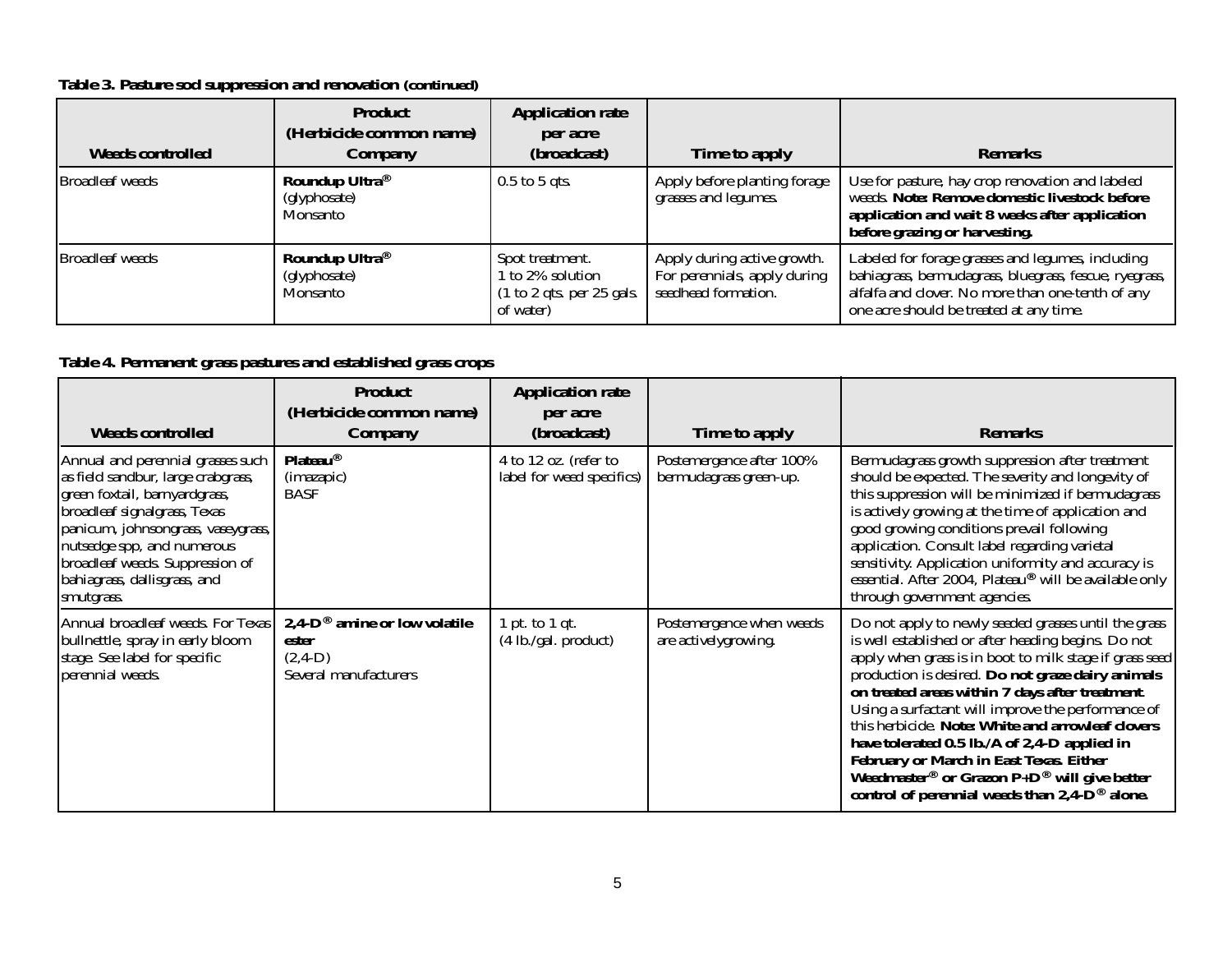**Table 3. Pasture sod suppression and renovation (continued)**

| Weeds controlled | Product (Herbicide common name) Company | Application rate per acre (broadcast) | Time to apply | Remarks |
|---|---|---|---|---|
| Broadleaf weeds | **Roundup Ultra®** (glyphosate) Monsanto | 0.5 to 5 qts. | Apply before planting forage grasses and legumes. | Use for pasture, hay crop renovation and labeled weeds. **Note: Remove domestic livestock before application and wait 8 weeks after application before grazing or harvesting.** |
| Broadleaf weeds | **Roundup Ultra®** (glyphosate) Monsanto | Spot treatment. 1 to 2% solution (1 to 2 qts. per 25 gals. of water) | Apply during active growth. For perennials, apply during seedhead formation. | Labeled for forage grasses and legumes, including bahiagrass, bermudagrass, bluegrass, fescue, ryegrass, alfalfa and clover. No more than one-tenth of any one acre should be treated at any time. |

**Table 4. Permanent grass pastures and established grass crops**

| Weeds controlled | Product (Herbicide common name) Company | Application rate per acre (broadcast) | Time to apply | Remarks |
|---|---|---|---|---|
| Annual and perennial grasses such as field sandbur, large crabgrass, green foxtail, barnyardgrass, broadleaf signalgrass, Texas panicum, johnsongrass, vaseygrass, nutsedge spp, and numerous broadleaf weeds. Suppression of bahiagrass, dallisgrass, and smutgrass. | **Plateau®** (imazapic) BASF | 4 to 12 oz. (refer to label for weed specifics) | Postemergence after 100% bermudagrass green-up. | Bermudagrass growth suppression after treatment should be expected. The severity and longevity of this suppression will be minimized if bermudagrass is actively growing at the time of application and good growing conditions prevail following application. Consult label regarding varietal sensitivity. Application uniformity and accuracy is essential. After 2004, Plateau**®** will be available only through government agencies. |
| Annual broadleaf weeds. For Texas bullnettle, spray in early bloom stage. See label for specific perennial weeds. | **2,4-D® amine or low volatile ester** (2,4-D) Several manufacturers | 1 pt. to 1 qt. (4 lb./gal. product) | Postemergence when weeds are activelygrowing. | Do not apply to newly seeded grasses until the grass is well established or after heading begins. Do not apply when grass is in boot to milk stage if grass seed production is desired. **Do not graze dairy animals on treated areas within 7 days after treatment.** Using a surfactant will improve the performance of this herbicide. **Note: White and arrowleaf clovers have tolerated 0.5 lb./A of 2,4-D applied in February or March in East Texas. Either Weedmaster® or Grazon P+D® will give better control of perennial weeds than 2,4-D® alone.** |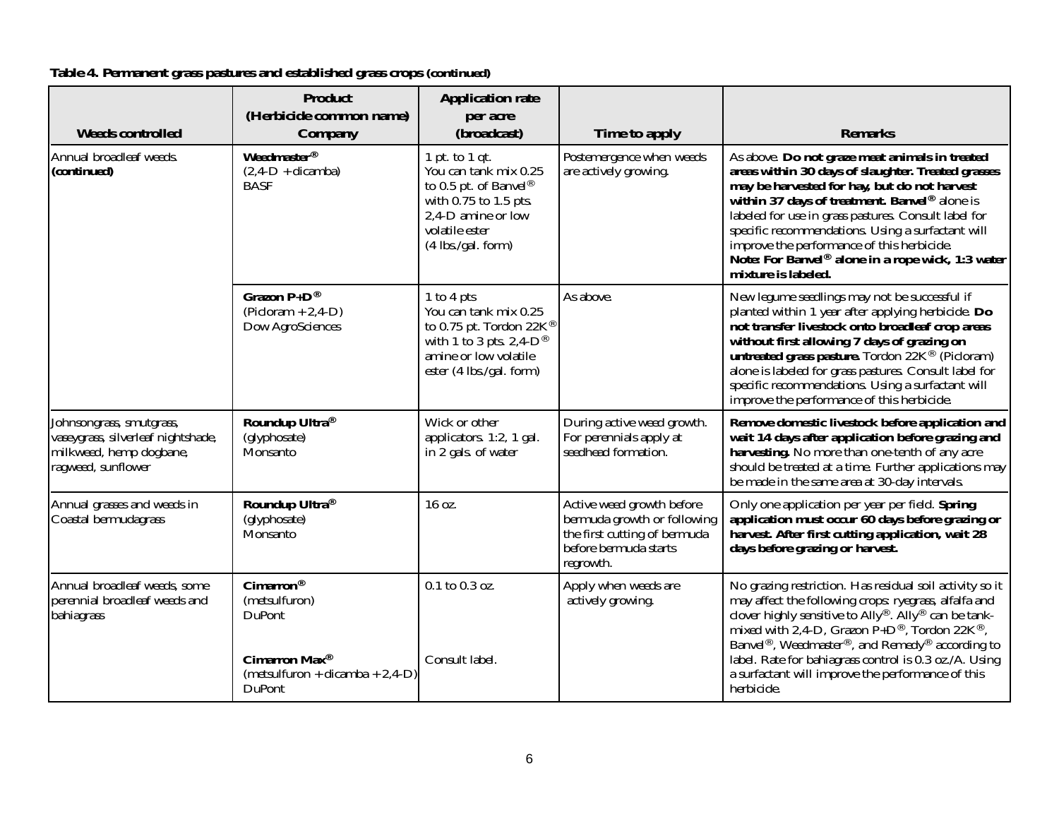**Table 4. Permanent grass pastures and established grass crops (continued)**

| Weeds controlled | Product (Herbicide common name) Company | Application rate per acre (broadcast) | Time to apply | Remarks |
|---|---|---|---|---|
| Annual broadleaf weeds. **(continued)** | **Weedmaster®** (2,4-D + dicamba) BASF | 1 pt. to 1 qt. You can tank mix 0.25 to 0.5 pt. of Banvel® with 0.75 to 1.5 pts. 2,4-D amine or low volatile ester (4 lbs./gal. form) | Postemergence when weeds are actively growing. | As above. **Do not graze meat animals in treated areas within 30 days of slaughter. Treated grasses may be harvested for hay, but do not harvest within 37 days of treatment. Banvel®** alone is labeled for use in grass pastures. Consult label for specific recommendations. Using a surfactant will improve the performance of this herbicide. **Note: For Banvel® alone in a rope wick, 1:3 water mixture is labeled.** |
| | **Grazon P+D®** (Picloram + 2,4-D) Dow AgroSciences | 1 to 4 pts You can tank mix 0.25 to 0.75 pt. Tordon 22K® with 1 to 3 pts. 2,4-D® amine or low volatile ester (4 lbs./gal. form) | As above. | New legume seedlings may not be successful if planted within 1 year after applying herbicide. **Do not transfer livestock onto broadleaf crop areas without first allowing 7 days of grazing on untreated grass pasture.** Tordon 22K® (Picloram) alone is labeled for grass pastures. Consult label for specific recommendations. Using a surfactant will improve the performance of this herbicide. |
| Johnsongrass, smutgrass, vaseygrass, silverleaf nightshade, milkweed, hemp dogbane, ragweed, sunflower | **Roundup Ultra®** (glyphosate) Monsanto | Wick or other applicators. 1:2, 1 gal. in 2 gals. of water | During active weed growth. For perennials apply at seedhead formation. | **Remove domestic livestock before application and wait 14 days after application before grazing and harvesting.** No more than one-tenth of any acre should be treated at a time. Further applications may be made in the same area at 30-day intervals. |
| Annual grasses and weeds in Coastal bermudagrass | **Roundup Ultra®** (glyphosate) Monsanto | 16 oz. | Active weed growth before bermuda growth or following the first cutting of bermuda before bermuda starts regrowth. | Only one application per year per field. **Spring application must occur 60 days before grazing or harvest. After first cutting application, wait 28 days before grazing or harvest.** |
| Annual broadleaf weeds, some perennial broadleaf weeds and bahiagrass | **Cimarron®** (metsulfuron) DuPont<br><br>**Cimarron Max®** (metsulfuron + dicamba + 2,4-D) DuPont | 0.1 to 0.3 oz.<br><br>Consult label. | Apply when weeds are actively growing. | No grazing restriction. Has residual soil activity so it may affect the following crops: ryegrass, alfalfa and clover highly sensitive to Ally®. Ally® can be tank-mixed with 2,4-D, Grazon P+D®, Tordon 22K®, Banvel®, Weedmaster®, and Remedy® according to label. Rate for bahiagrass control is 0.3 oz./A. Using a surfactant will improve the performance of this herbicide. |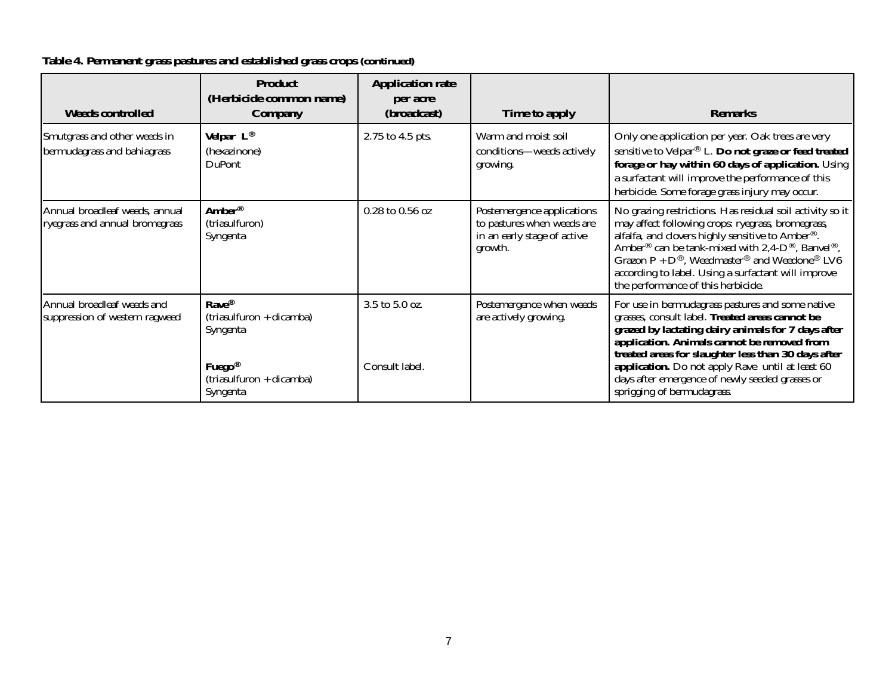**Table 4. Permanent grass pastures and established grass crops (continued)**

| Weeds controlled | Product (Herbicide common name) Company | Application rate per acre (broadcast) | Time to apply | Remarks |
|---|---|---|---|---|
| Smutgrass and other weeds in bermudagrass and bahiagrass | **Velpar L®** (hexazinone) DuPont | 2.75 to 4.5 pts. | Warm and moist soil conditions—weeds actively growing. | Only one application per year. Oak trees are very sensitive to Velpar® L. **Do not graze or feed treated forage or hay within 60 days of application.** Using a surfactant will improve the performance of this herbicide. Some forage grass injury may occur. |
| Annual broadleaf weeds, annual ryegrass and annual bromegrass | **Amber®** (triasulfuron) Syngenta | 0.28 to 0.56 oz | Postemergence applications to pastures when weeds are in an early stage of active growth. | No grazing restrictions. Has residual soil activity so it may affect following crops: ryegrass, bromegrass, alfalfa, and clovers highly sensitive to Amber®. Amber® can be tank-mixed with 2,4-D®, Banvel®, Grazon P + D®, Weedmaster® and Weedone® LV6 according to label. Using a surfactant will improve the performance of this herbicide. |
| Annual broadleaf weeds and suppression of western ragweed | **Rave®** (triasulfuron + dicamba) Syngenta<br><br>**Fuego®** (triasulfuron + dicamba) Syngenta | 3.5 to 5.0 oz.<br><br>Consult label. | Postemergence when weeds are actively growing. | For use in bermudagrass pastures and some native grasses, consult label. **Treated areas cannot be grazed by lactating dairy animals for 7 days after application. Animals cannot be removed from treated areas for slaughter less than 30 days after application.** Do not apply Rave until at least 60 days after emergence of newly seeded grasses or sprigging of bermudagrass. |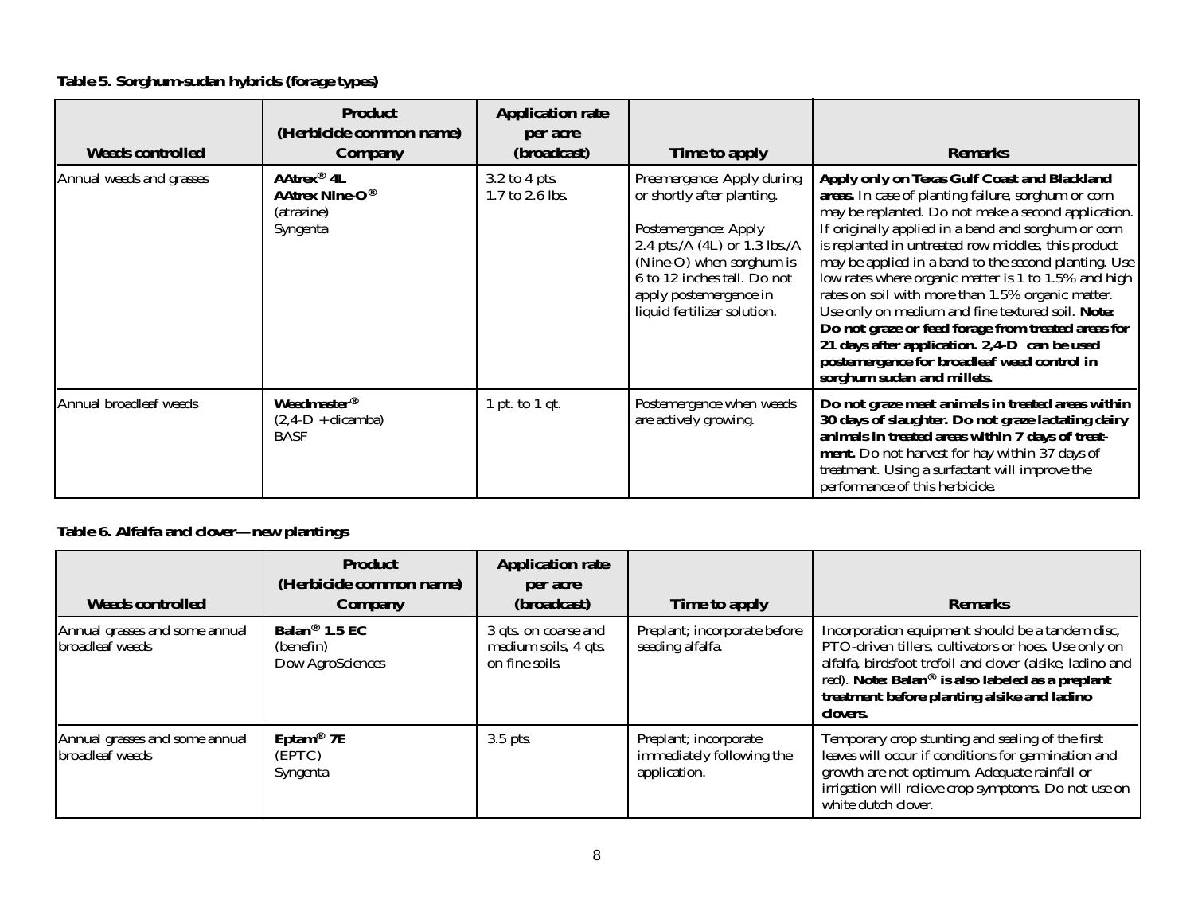**Table 5. Sorghum-sudan hybrids (forage types)**

| Weeds controlled | Product (Herbicide common name) Company | Application rate per acre (broadcast) | Time to apply | Remarks |
|---|---|---|---|---|
| Annual weeds and grasses | **AAtrex® 4L** **AAtrex Nine-O®** (atrazine) Syngenta | 3.2 to 4 pts. 1.7 to 2.6 lbs. | Preemergence: Apply during or shortly after planting. Postemergence: Apply 2.4 pts./A (4L) or 1.3 lbs./A (Nine-O) when sorghum is 6 to 12 inches tall. Do not apply postemergence in liquid fertilizer solution. | **Apply only on Texas Gulf Coast and Blackland areas.** In case of planting failure, sorghum or corn may be replanted. Do not make a second application. If originally applied in a band and sorghum or corn is replanted in untreated row middles, this product may be applied in a band to the second planting. Use low rates where organic matter is 1 to 1.5% and high rates on soil with more than 1.5% organic matter. Use only on medium and fine textured soil. **Note: Do not graze or feed forage from treated areas for 21 days after application. 2,4-D can be used postemergence for broadleaf weed control in sorghum sudan and millets.** |
| Annual broadleaf weeds | **Weedmaster®** (2,4-D + dicamba) BASF | 1 pt. to 1 qt. | Postemergence when weeds are actively growing. | **Do not graze meat animals in treated areas within 30 days of slaughter. Do not graze lactating dairy animals in treated areas within 7 days of treatment.** Do not harvest for hay within 37 days of treatment. Using a surfactant will improve the performance of this herbicide. |

**Table 6. Alfalfa and clover—new plantings**

| Weeds controlled | Product (Herbicide common name) Company | Application rate per acre (broadcast) | Time to apply | Remarks |
|---|---|---|---|---|
| Annual grasses and some annual broadleaf weeds | **Balan® 1.5 EC** (benefin) Dow AgroSciences | 3 qts. on coarse and medium soils, 4 qts. on fine soils. | Preplant; incorporate before seeding alfalfa. | Incorporation equipment should be a tandem disc, PTO-driven tillers, cultivators or hoes. Use only on alfalfa, birdsfoot trefoil and clover (alsike, ladino and red). **Note: Balan® is also labeled as a preplant treatment before planting alsike and ladino clovers.** |
| Annual grasses and some annual broadleaf weeds | **Eptam® 7E** (EPTC) Syngenta | 3.5 pts. | Preplant; incorporate immediately following the application. | Temporary crop stunting and sealing of the first leaves will occur if conditions for germination and growth are not optimum. Adequate rainfall or irrigation will relieve crop symptoms. Do not use on white dutch clover. |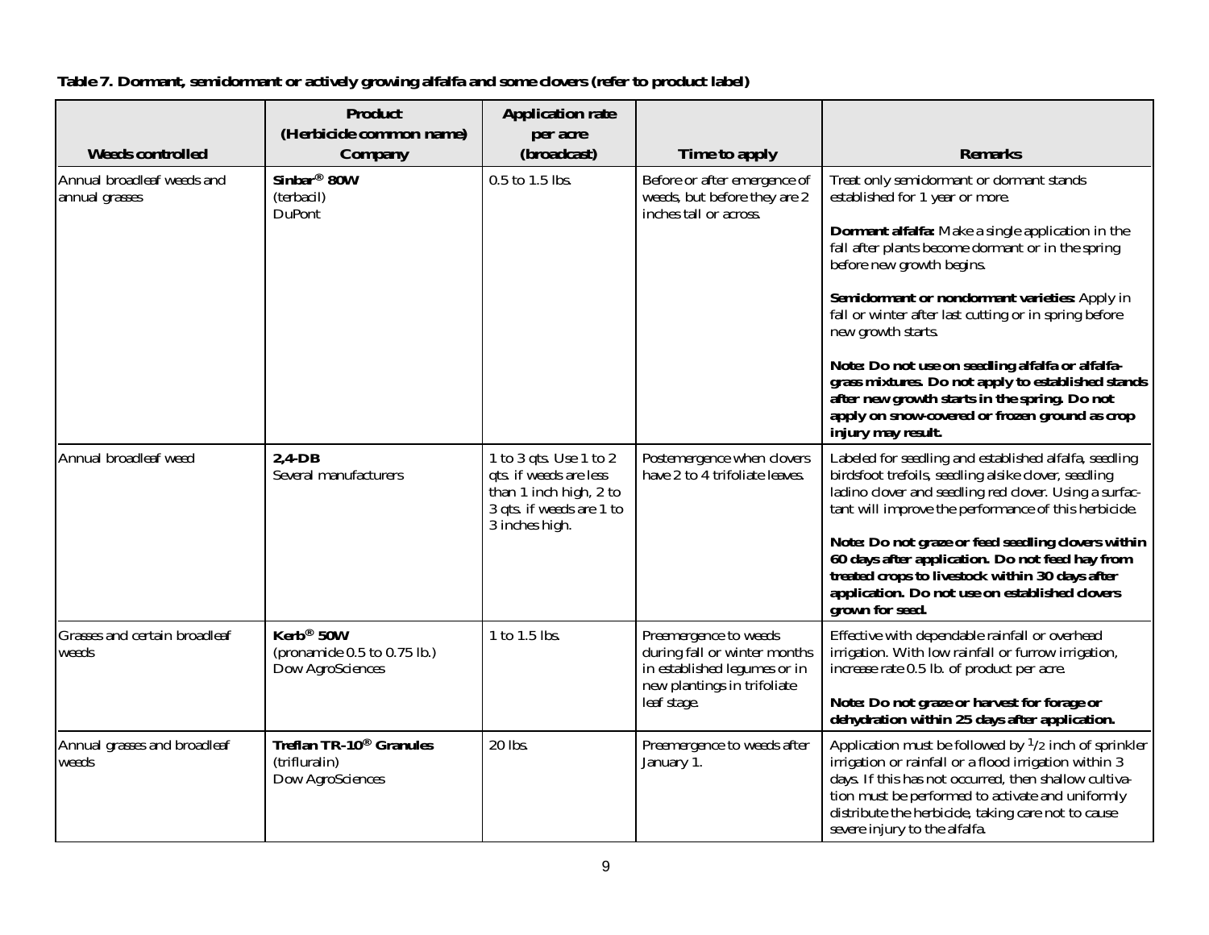**Table 7. Dormant, semidormant or actively growing alfalfa and some clovers (refer to product label)**

| Weeds controlled | Product (Herbicide common name) Company | Application rate per acre (broadcast) | Time to apply | Remarks |
|---|---|---|---|---|
| Annual broadleaf weeds and annual grasses | **Sinbar® 80W** (terbacil) DuPont | 0.5 to 1.5 lbs. | Before or after emergence of weeds, but before they are 2 inches tall or across. | Treat only semidormant or dormant stands established for 1 year or more.<br><br>**Dormant alfalfa:** Make a single application in the fall after plants become dormant or in the spring before new growth begins.<br><br>**Semidormant or nondormant varieties:** Apply in fall or winter after last cutting or in spring before new growth starts.<br><br>**Note: Do not use on seedling alfalfa or alfalfa-grass mixtures. Do not apply to established stands after new growth starts in the spring. Do not apply on snow-covered or frozen ground as crop injury may result.** |
| Annual broadleaf weed | **2,4-DB** Several manufacturers | 1 to 3 qts. Use 1 to 2 qts. if weeds are less than 1 inch high, 2 to 3 qts. if weeds are 1 to 3 inches high. | Postemergence when clovers have 2 to 4 trifoliate leaves. | Labeled for seedling and established alfalfa, seedling birdsfoot trefoils, seedling alsike clover, seedling ladino clover and seedling red clover. Using a surfactant will improve the performance of this herbicide.<br><br>**Note: Do not graze or feed seedling clovers within 60 days after application. Do not feed hay from treated crops to livestock within 30 days after application. Do not use on established clovers grown for seed.** |
| Grasses and certain broadleaf weeds | **Kerb® 50W** (pronamide 0.5 to 0.75 lb.) Dow AgroSciences | 1 to 1.5 lbs. | Preemergence to weeds during fall or winter months in established legumes or in new plantings in trifoliate leaf stage. | Effective with dependable rainfall or overhead irrigation. With low rainfall or furrow irrigation, increase rate 0.5 lb. of product per acre.<br><br>**Note: Do not graze or harvest for forage or dehydration within 25 days after application.** |
| Annual grasses and broadleaf weeds | **Treflan TR-10® Granules** (trifluralin) Dow AgroSciences | 20 lbs. | Preemergence to weeds after January 1. | Application must be followed by 1/2 inch of sprinkler irrigation or rainfall or a flood irrigation within 3 days. If this has not occurred, then shallow cultivation must be performed to activate and uniformly distribute the herbicide, taking care not to cause severe injury to the alfalfa. |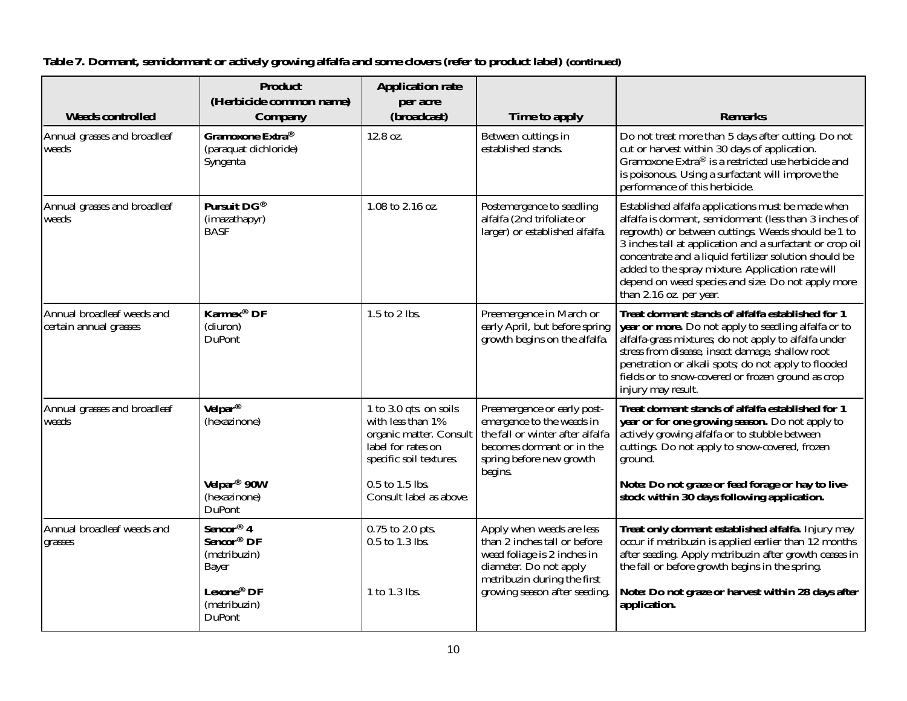**Table 7. Dormant, semidormant or actively growing alfalfa and some clovers (refer to product label) (continued)**

| Weeds controlled | Product (Herbicide common name) Company | Application rate per acre (broadcast) | Time to apply | Remarks |
|---|---|---|---|---|
| Annual grasses and broadleaf weeds | **Gramoxone Extra®** (paraquat dichloride) Syngenta | 12.8 oz. | Between cuttings in established stands. | Do not treat more than 5 days after cutting. Do not cut or harvest within 30 days of application. Gramoxone Extra® is a restricted use herbicide and is poisonous. Using a surfactant will improve the performance of this herbicide. |
| Annual grasses and broadleaf weeds | **Pursuit DG®** (imazathapyr) BASF | 1.08 to 2.16 oz. | Postemergence to seedling alfalfa (2nd trifoliate or larger) or established alfalfa. | Established alfalfa applications must be made when alfalfa is dormant, semidormant (less than 3 inches of regrowth) or between cuttings. Weeds should be 1 to 3 inches tall at application and a surfactant or crop oil concentrate and a liquid fertilizer solution should be added to the spray mixture. Application rate will depend on weed species and size. Do not apply more than 2.16 oz. per year. |
| Annual broadleaf weeds and certain annual grasses | **Karmex® DF** (diuron) DuPont | 1.5 to 2 lbs. | Preemergence in March or early April, but before spring growth begins on the alfalfa. | **Treat dormant stands of alfalfa established for 1 year or more.** Do not apply to seedling alfalfa or to alfalfa-grass mixtures; do not apply to alfalfa under stress from disease, insect damage, shallow root penetration or alkali spots; do not apply to flooded fields or to snow-covered or frozen ground as crop injury may result. |
| Annual grasses and broadleaf weeds | **Velpar®** (hexazinone)<br><br>**Velpar® 90W** (hexazinone) DuPont | 1 to 3.0 qts. on soils with less than 1% organic matter. Consult label for rates on specific soil textures.<br><br>0.5 to 1.5 lbs. Consult label as above. | Preemergence or early post-emergence to the weeds in the fall or winter after alfalfa becomes dormant or in the spring before new growth begins. | **Treat dormant stands of alfalfa established for 1 year or for one growing season.** Do not apply to actively growing alfalfa or to stubble between cuttings. Do not apply to snow-covered, frozen ground.<br><br>**Note: Do not graze or feed forage or hay to live-stock within 30 days following application.** |
| Annual broadleaf weeds and grasses | **Sencor® 4**<br>**Sencor® DF** (metribuzin) Bayer<br><br>**Lexone® DF** (metribuzin) DuPont | 0.75 to 2.0 pts.<br>0.5 to 1.3 lbs.<br><br>1 to 1.3 lbs. | Apply when weeds are less than 2 inches tall or before weed foliage is 2 inches in diameter. Do not apply metribuzin during the first growing season after seeding. | **Treat only dormant established alfalfa.** Injury may occur if metribuzin is applied earlier than 12 months after seeding. Apply metribuzin after growth ceases in the fall or before growth begins in the spring.<br><br>**Note: Do not graze or harvest within 28 days after application.** |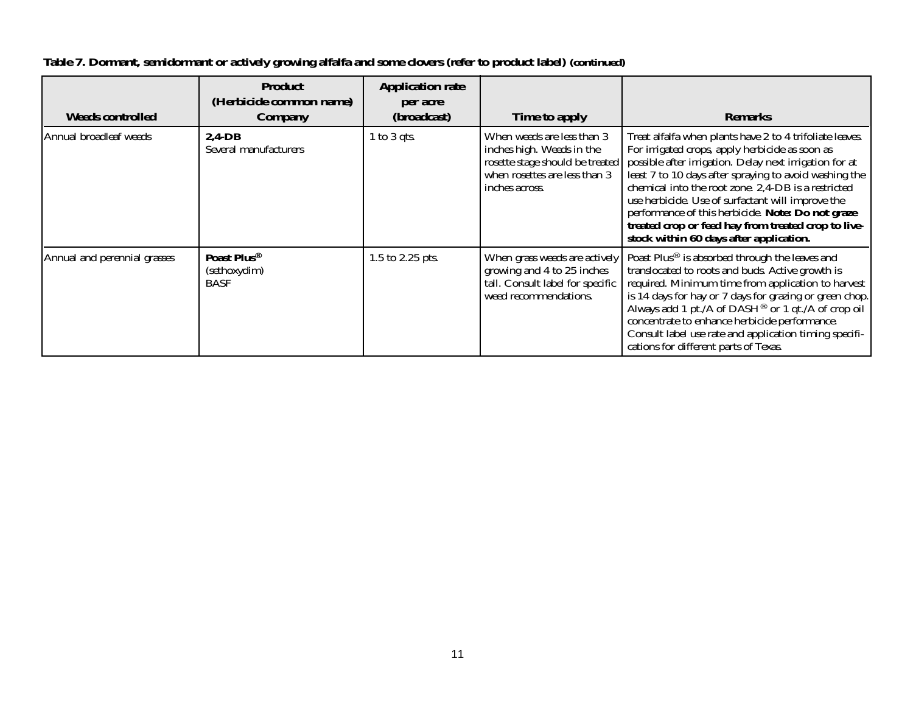**Table 7. Dormant, semidormant or actively growing alfalfa and some clovers (refer to product label) (continued)**

| Weeds controlled | Product (Herbicide common name) Company | Application rate per acre (broadcast) | Time to apply | Remarks |
|---|---|---|---|---|
| Annual broadleaf weeds | **2,4-DB** Several manufacturers | 1 to 3 qts. | When weeds are less than 3 inches high. Weeds in the rosette stage should be treated when rosettes are less than 3 inches across. | Treat alfalfa when plants have 2 to 4 trifoliate leaves. For irrigated crops, apply herbicide as soon as possible after irrigation. Delay next irrigation for at least 7 to 10 days after spraying to avoid washing the chemical into the root zone. 2,4-DB is a restricted use herbicide. Use of surfactant will improve the performance of this herbicide. **Note: Do not graze treated crop or feed hay from treated crop to livestock within 60 days after application.** |
| Annual and perennial grasses | **Poast Plus®** (sethoxydim) BASF | 1.5 to 2.25 pts. | When grass weeds are actively growing and 4 to 25 inches tall. Consult label for specific weed recommendations. | Poast Plus® is absorbed through the leaves and translocated to roots and buds. Active growth is required. Minimum time from application to harvest is 14 days for hay or 7 days for grazing or green chop. Always add 1 pt./A of DASH® or 1 qt./A of crop oil concentrate to enhance herbicide performance. Consult label use rate and application timing specifications for different parts of Texas. |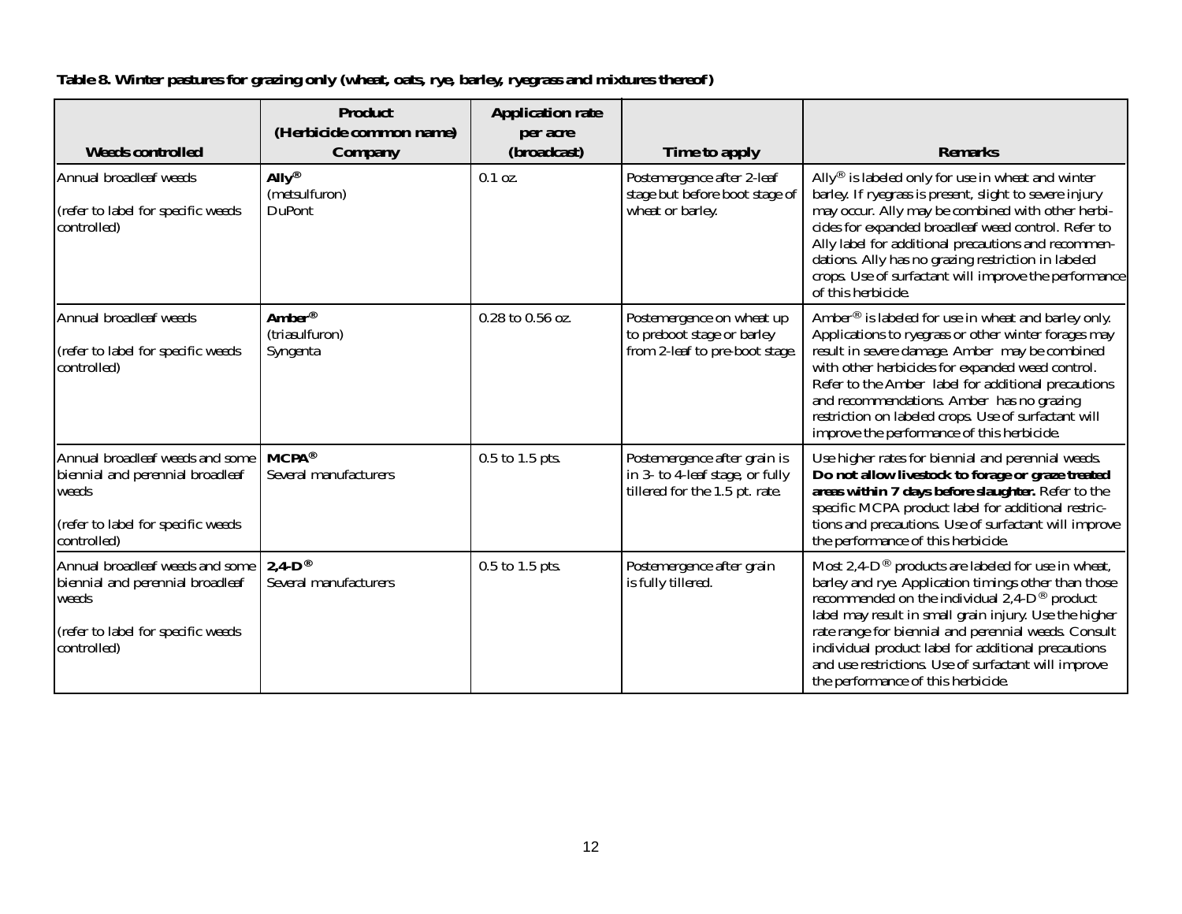**Table 8. Winter pastures for grazing only (wheat, oats, rye, barley, ryegrass and mixtures thereof)**

| Weeds controlled | Product (Herbicide common name) Company | Application rate per acre (broadcast) | Time to apply | Remarks |
|---|---|---|---|---|
| Annual broadleaf weeds<br><br>(refer to label for specific weeds controlled) | **Ally®**<br>(metsulfuron)<br>DuPont | 0.1 oz. | Postemergence after 2-leaf stage but before boot stage of wheat or barley. | Ally® is labeled only for use in wheat and winter barley. If ryegrass is present, slight to severe injury may occur. Ally may be combined with other herbicides for expanded broadleaf weed control. Refer to Ally label for additional precautions and recommendations. Ally has no grazing restriction in labeled crops. Use of surfactant will improve the performance of this herbicide. |
| Annual broadleaf weeds<br><br>(refer to label for specific weeds controlled) | **Amber®**<br>(triasulfuron)<br>Syngenta | 0.28 to 0.56 oz. | Postemergence on wheat up to preboot stage or barley from 2-leaf to pre-boot stage. | Amber® is labeled for use in wheat and barley only. Applications to ryegrass or other winter forages may result in severe damage. Amber may be combined with other herbicides for expanded weed control. Refer to the Amber label for additional precautions and recommendations. Amber has no grazing restriction on labeled crops. Use of surfactant will improve the performance of this herbicide. |
| Annual broadleaf weeds and some biennial and perennial broadleaf weeds<br><br>(refer to label for specific weeds controlled) | **MCPA®**<br>Several manufacturers | 0.5 to 1.5 pts. | Postemergence after grain is in 3- to 4-leaf stage, or fully tillered for the 1.5 pt. rate. | Use higher rates for biennial and perennial weeds. **Do not allow livestock to forage or graze treated areas within 7 days before slaughter.** Refer to the specific MCPA product label for additional restrictions and precautions. Use of surfactant will improve the performance of this herbicide. |
| Annual broadleaf weeds and some biennial and perennial broadleaf weeds<br><br>(refer to label for specific weeds controlled) | **2,4-D®**<br>Several manufacturers | 0.5 to 1.5 pts. | Postemergence after grain is fully tillered. | Most 2,4-D® products are labeled for use in wheat, barley and rye. Application timings other than those recommended on the individual 2,4-D® product label may result in small grain injury. Use the higher rate range for biennial and perennial weeds. Consult individual product label for additional precautions and use restrictions. Use of surfactant will improve the performance of this herbicide. |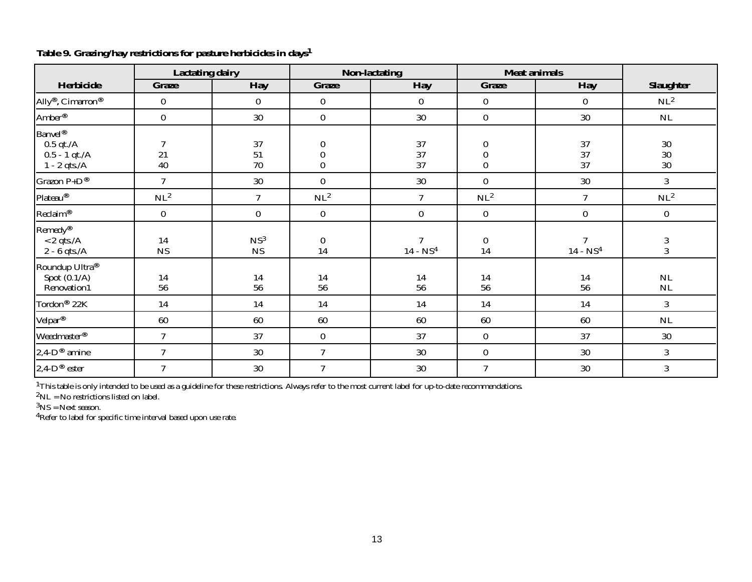**Table 9. Grazing/hay restrictions for pasture herbicides in days[1]**

| Herbicide | Lactating dairy | | Non-lactating | | Meat animals | | Slaughter |
|---|---|---|---|---|---|---|---|
| | Graze | Hay | Graze | Hay | Graze | Hay | |
| Ally®, Cimarron® | 0 | 0 | 0 | 0 | 0 | 0 | NL[2] |
| Amber® | 0 | 30 | 0 | 30 | 0 | 30 | NL |
| Banvel® | | | | | | | |
| 0.5 qt./A | 7 | 37 | 0 | 37 | 0 | 37 | 30 |
| 0.5 - 1 qt./A | 21 | 51 | 0 | 37 | 0 | 37 | 30 |
| 1 - 2 qts./A | 40 | 70 | 0 | 37 | 0 | 37 | 30 |
| Grazon P+D® | 7 | 30 | 0 | 30 | 0 | 30 | 3 |
| Plateau® | NL[2] | 7 | NL[2] | 7 | NL[2] | 7 | NL[2] |
| Reclaim® | 0 | 0 | 0 | 0 | 0 | 0 | 0 |
| Remedy® | | | | | | | |
| < 2 qts./A | 14 | NS[3] | 0 | 7 | 0 | 7 | 3 |
| 2 - 6 qts./A | NS | NS | 14 | 14 - NS[4] | 14 | 14 - NS[4] | 3 |
| Roundup Ultra® | | | | | | | |
| Spot (0.1/A) | 14 | 14 | 14 | 14 | 14 | 14 | NL |
| Renovation1 | 56 | 56 | 56 | 56 | 56 | 56 | NL |
| Tordon® 22K | 14 | 14 | 14 | 14 | 14 | 14 | 3 |
| Velpar® | 60 | 60 | 60 | 60 | 60 | 60 | NL |
| Weedmaster® | 7 | 37 | 0 | 37 | 0 | 37 | 30 |
| 2,4-D® amine | 7 | 30 | 7 | 30 | 0 | 30 | 3 |
| 2,4-D® ester | 7 | 30 | 7 | 30 | 7 | 30 | 3 |

[1]This table is only intended to be used as a guideline for these restrictions. Always refer to the most current label for up-to-date recommendations.
[2]NL = No restrictions listed on label.
[3]NS = Next season.
[4]Refer to label for specific time interval based upon use rate.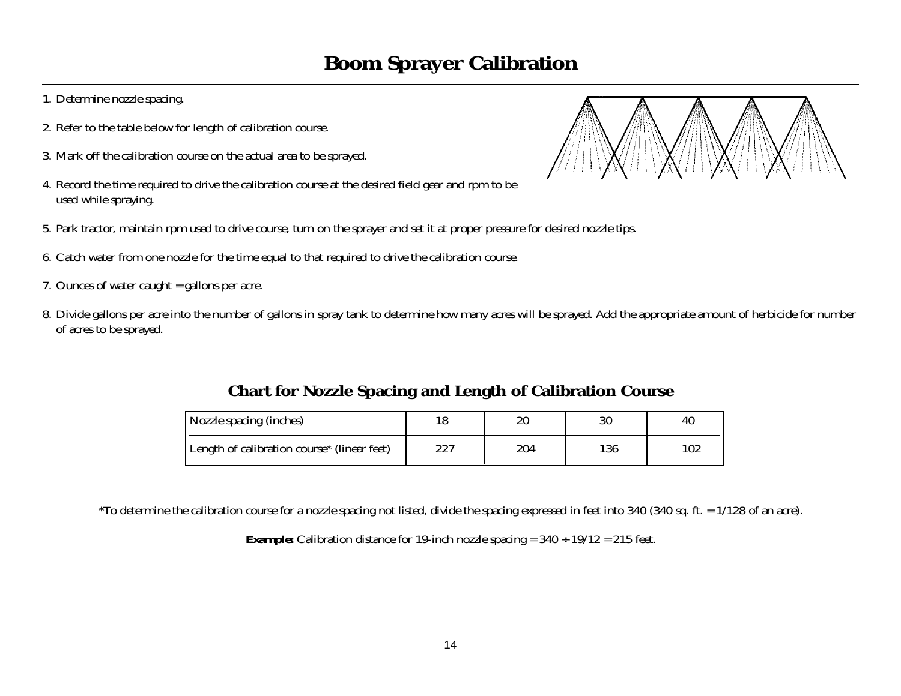# Boom Sprayer Calibration

1. Determine nozzle spacing.
2. Refer to the table below for length of calibration course.
3. Mark off the calibration course on the actual area to be sprayed.
4. Record the time required to drive the calibration course at the desired field gear and rpm to be used while spraying.
5. Park tractor, maintain rpm used to drive course, turn on the sprayer and set it at proper pressure for desired nozzle tips.
6. Catch water from one nozzle for the time equal to that required to drive the calibration course.
7. Ounces of water caught = gallons per acre.
8. Divide gallons per acre into the number of gallons in spray tank to determine how many acres will be sprayed. Add the appropriate amount of herbicide for number of acres to be sprayed.

## Chart for Nozzle Spacing and Length of Calibration Course

| Nozzle spacing (inches) | 18 | 20 | 30 | 40 |
|---|---|---|---|---|
| Length of calibration course* (linear feet) | 227 | 204 | 136 | 102 |

*To determine the calibration course for a nozzle spacing not listed, divide the spacing expressed in feet into 340 (340 sq. ft. = 1/128 of an acre).

**Example:** Calibration distance for 19-inch nozzle spacing = 340 ÷ 19/12 = 215 feet.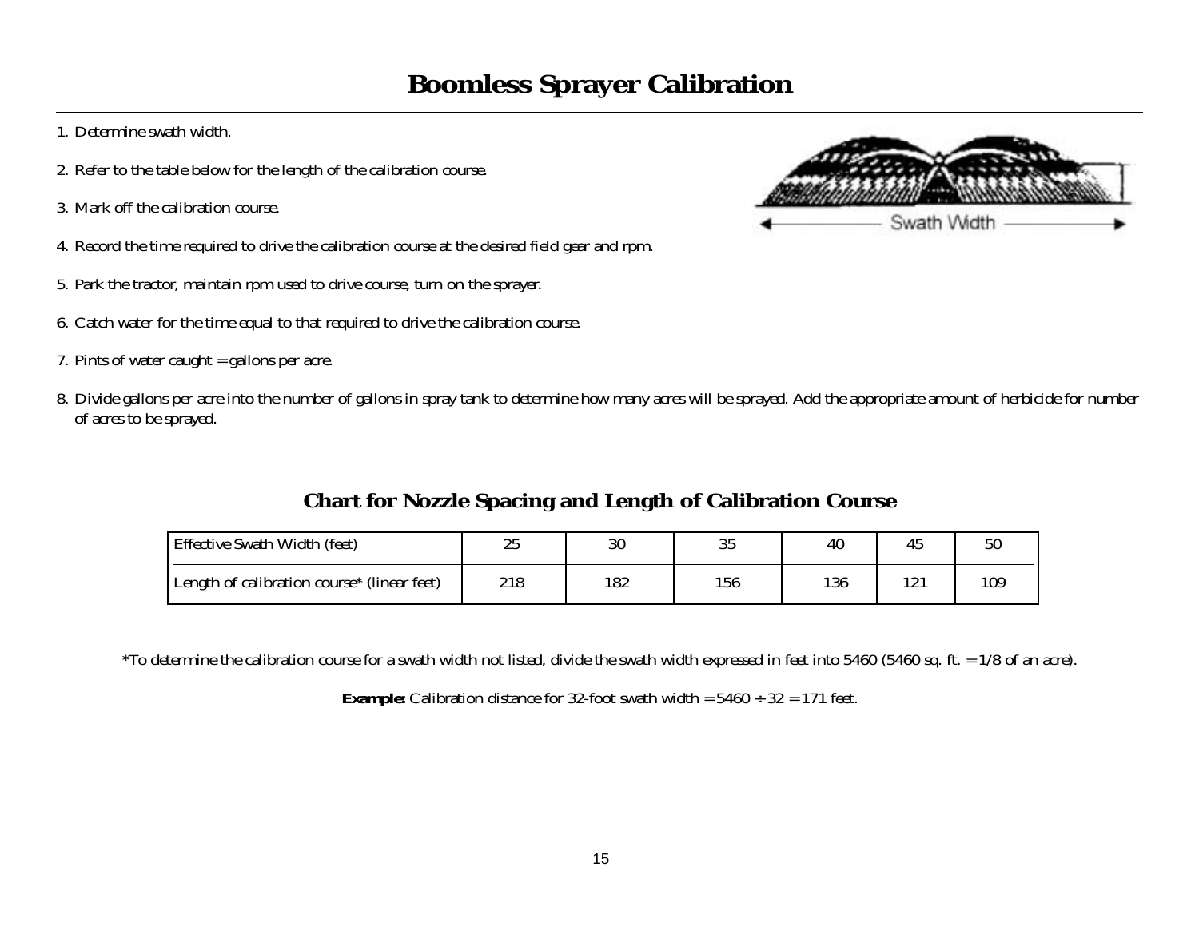# Boomless Sprayer Calibration

1. Determine swath width.
2. Refer to the table below for the length of the calibration course.
3. Mark off the calibration course.
4. Record the time required to drive the calibration course at the desired field gear and rpm.
5. Park the tractor, maintain rpm used to drive course, turn on the sprayer.
6. Catch water for the time equal to that required to drive the calibration course.
7. Pints of water caught = gallons per acre.
8. Divide gallons per acre into the number of gallons in spray tank to determine how many acres will be sprayed. Add the appropriate amount of herbicide for number of acres to be sprayed.

## Chart for Nozzle Spacing and Length of Calibration Course

| Effective Swath Width (feet) | 25 | 30 | 35 | 40 | 45 | 50 |
|---|---|---|---|---|---|---|
| Length of calibration course* (linear feet) | 218 | 182 | 156 | 136 | 121 | 109 |

*To determine the calibration course for a swath width not listed, divide the swath width expressed in feet into 5460 (5460 sq. ft. = 1/8 of an acre).

**Example:** Calibration distance for 32-foot swath width = 5460 ÷ 32 = 171 feet.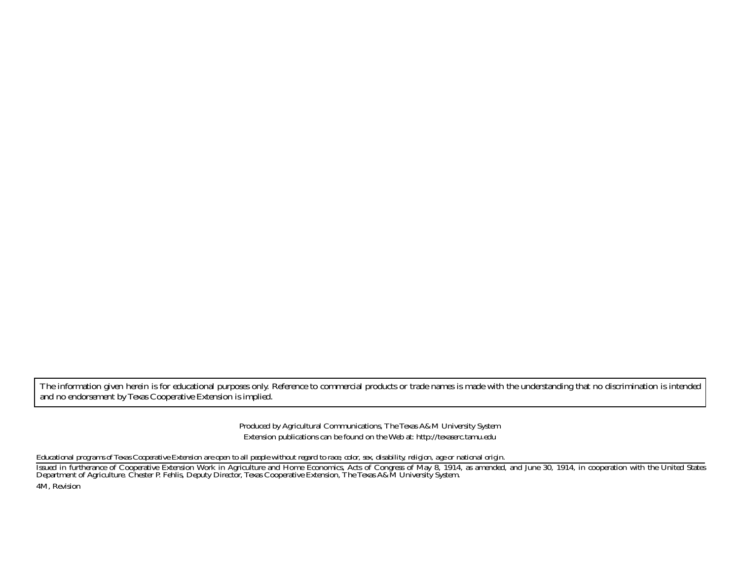The information given herein is for educational purposes only. Reference to commercial products or trade names is made with the understanding that no discrimination is intended and no endorsement by Texas Cooperative Extension is implied.

Produced by Agricultural Communications, The Texas A&M University System
Extension publications can be found on the Web at: http://texaserc.tamu.edu

Educational programs of Texas Cooperative Extension are open to all people without regard to race, color, sex, disability, religion, age or national origin.

Issued in furtherance of Cooperative Extension Work in Agriculture and Home Economics, Acts of Congress of May 8, 1914, as amended, and June 30, 1914, in cooperation with the United States Department of Agriculture. Chester P. Fehlis, Deputy Director, Texas Cooperative Extension, The Texas A&M University System.

4M, Revision